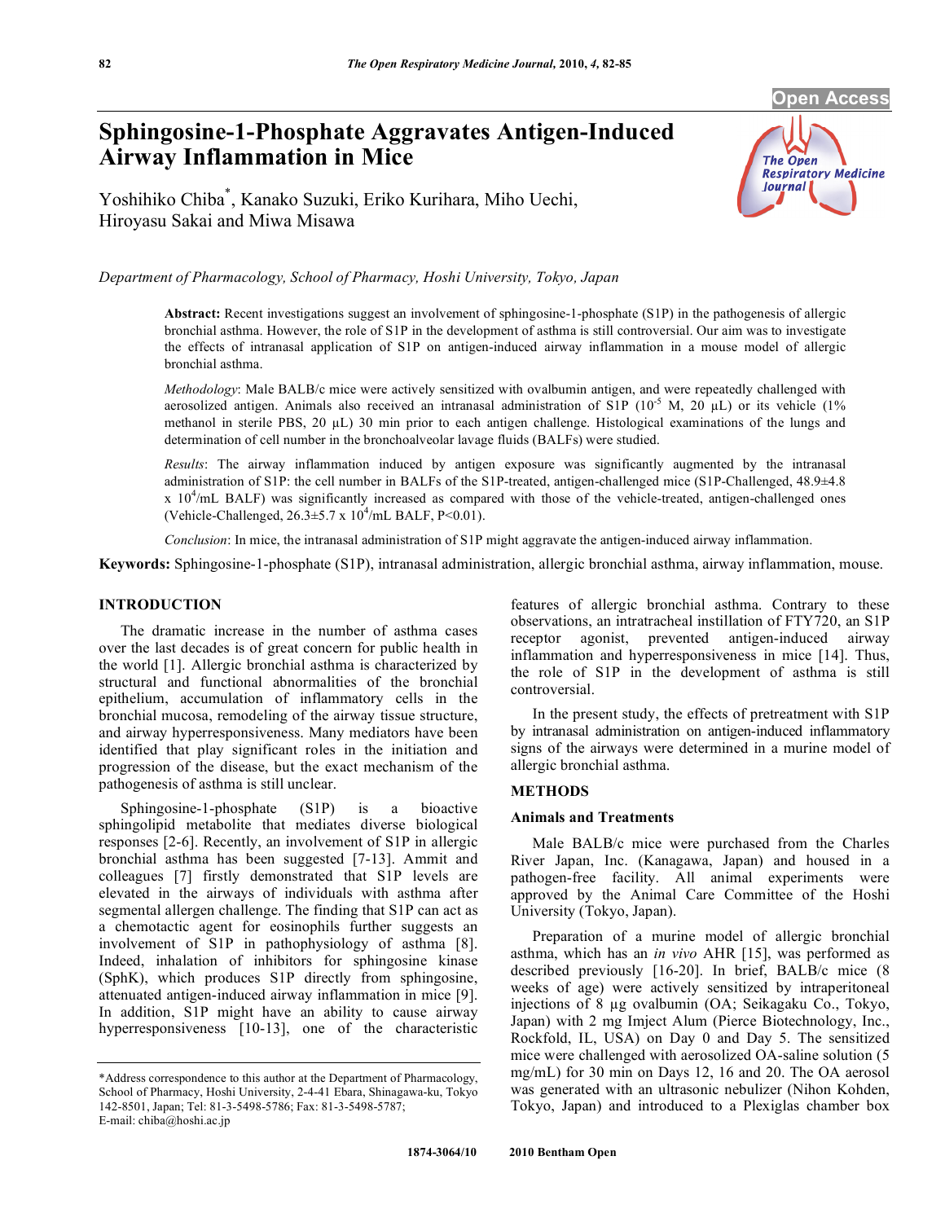# Sphingosine-1-Phosphate Aggravates Antigen-Induced Airway Inflammation in Mice

Yoshihiko Chiba*, Kanako Suzuki, Eriko Kurihara, Miho Uechi, Hiroyasu Sakai and Miwa Misawa

*Department of Pharmacology, School of Pharmacy, Hoshi University, Tokyo, Japan*

**Abstract:** Recent investigations suggest an involvement of sphingosine-1-phosphate (S1P) in the pathogenesis of allergic bronchial asthma. However, the role of S1P in the development of asthma is still controversial. Our aim was to investigate the effects of intranasal application of S1P on antigen-induced airway inflammation in a mouse model of allergic bronchial asthma.

*Methodology*: Male BALB/c mice were actively sensitized with ovalbumin antigen, and were repeatedly challenged with aerosolized antigen. Animals also received an intranasal administration of S1P ($10^{-5}$ M, 20 µL) or its vehicle (1% methanol in sterile PBS, 20 µL) 30 min prior to each antigen challenge. Histological examinations of the lungs and determination of cell number in the bronchoalveolar lavage fluids (BALFs) were studied.

*Results*: The airway inflammation induced by antigen exposure was significantly augmented by the intranasal administration of S1P: the cell number in BALFs of the S1P-treated, antigen-challenged mice (S1P-Challenged, 48.9±4.8 x $10^4$/mL BALF) was significantly increased as compared with those of the vehicle-treated, antigen-challenged ones (Vehicle-Challenged, 26.3±5.7 x $10^4$/mL BALF, $P<0.01$).

*Conclusion*: In mice, the intranasal administration of S1P might aggravate the antigen-induced airway inflammation.

**Keywords:** Sphingosine-1-phosphate (S1P), intranasal administration, allergic bronchial asthma, airway inflammation, mouse.

## INTRODUCTION

The dramatic increase in the number of asthma cases over the last decades is of great concern for public health in the world [1]. Allergic bronchial asthma is characterized by structural and functional abnormalities of the bronchial epithelium, accumulation of inflammatory cells in the bronchial mucosa, remodeling of the airway tissue structure, and airway hyperresponsiveness. Many mediators have been identified that play significant roles in the initiation and progression of the disease, but the exact mechanism of the pathogenesis of asthma is still unclear.

Sphingosine-1-phosphate (S1P) is a bioactive sphingolipid metabolite that mediates diverse biological responses [2-6]. Recently, an involvement of S1P in allergic bronchial asthma has been suggested [7-13]. Ammit and colleagues [7] firstly demonstrated that S1P levels are elevated in the airways of individuals with asthma after segmental allergen challenge. The finding that S1P can act as a chemotactic agent for eosinophils further suggests an involvement of S1P in pathophysiology of asthma [8]. Indeed, inhalation of inhibitors for sphingosine kinase (SphK), which produces S1P directly from sphingosine, attenuated antigen-induced airway inflammation in mice [9]. In addition, S1P might have an ability to cause airway hyperresponsiveness [10-13], one of the characteristic features of allergic bronchial asthma. Contrary to these observations, an intratracheal instillation of FTY720, an S1P receptor agonist, prevented antigen-induced airway inflammation and hyperresponsiveness in mice [14]. Thus, the role of S1P in the development of asthma is still controversial.

In the present study, the effects of pretreatment with S1P by intranasal administration on antigen-induced inflammatory signs of the airways were determined in a murine model of allergic bronchial asthma.

## METHODS

### Animals and Treatments

Male BALB/c mice were purchased from the Charles River Japan, Inc. (Kanagawa, Japan) and housed in a pathogen-free facility. All animal experiments were approved by the Animal Care Committee of the Hoshi University (Tokyo, Japan).

Preparation of a murine model of allergic bronchial asthma, which has an *in vivo* AHR [15], was performed as described previously [16-20]. In brief, BALB/c mice (8 weeks of age) were actively sensitized by intraperitoneal injections of 8 µg ovalbumin (OA; Seikagaku Co., Tokyo, Japan) with 2 mg Imject Alum (Pierce Biotechnology, Inc., Rockfold, IL, USA) on Day 0 and Day 5. The sensitized mice were challenged with aerosolized OA-saline solution (5 mg/mL) for 30 min on Days 12, 16 and 20. The OA aerosol was generated with an ultrasonic nebulizer (Nihon Kohden, Tokyo, Japan) and introduced to a Plexiglas chamber box

*Address correspondence to this author at the Department of Pharmacology, School of Pharmacy, Hoshi University, 2-4-41 Ebara, Shinagawa-ku, Tokyo 142-8501, Japan; Tel: 81-3-5498-5786; Fax: 81-3-5498-5787; E-mail: chiba@hoshi.ac.jp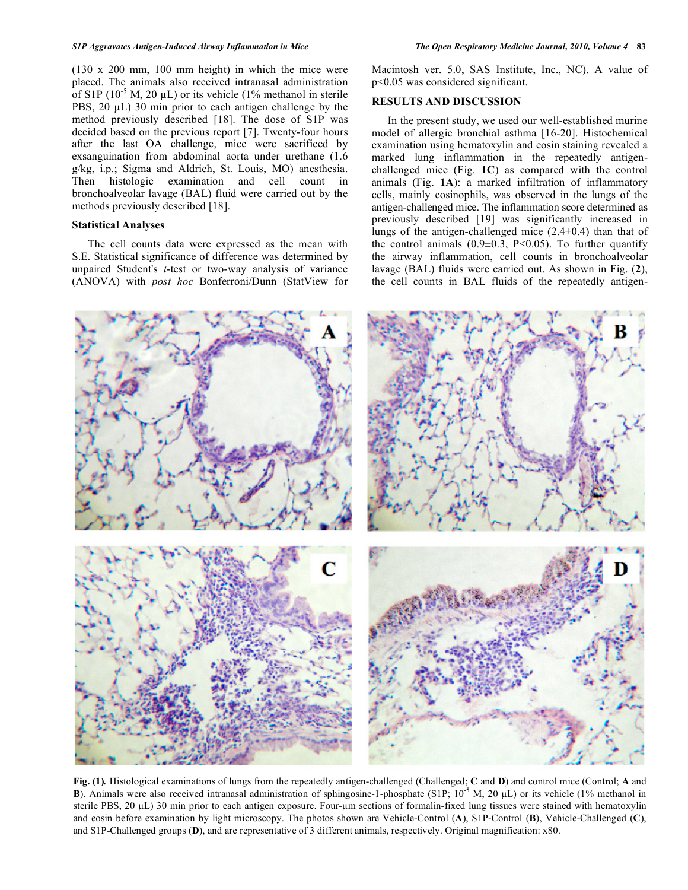(130 x 200 mm, 100 mm height) in which the mice were placed. The animals also received intranasal administration of S1P ($10^{-5}$ M, 20 μL) or its vehicle (1% methanol in sterile PBS, 20 μL) 30 min prior to each antigen challenge by the method previously described [18]. The dose of S1P was decided based on the previous report [7]. Twenty-four hours after the last OA challenge, mice were sacrificed by exsanguination from abdominal aorta under urethane (1.6 g/kg, i.p.; Sigma and Aldrich, St. Louis, MO) anesthesia. Then histologic examination and cell count in bronchoalveolar lavage (BAL) fluid were carried out by the methods previously described [18].

### Statistical Analyses

The cell counts data were expressed as the mean with S.E. Statistical significance of difference was determined by unpaired Student's *t*-test or two-way analysis of variance (ANOVA) with *post hoc* Bonferroni/Dunn (StatView for Macintosh ver. 5.0, SAS Institute, Inc., NC). A value of $p<0.05$ was considered significant.

## RESULTS AND DISCUSSION

In the present study, we used our well-established murine model of allergic bronchial asthma [16-20]. Histochemical examination using hematoxylin and eosin staining revealed a marked lung inflammation in the repeatedly antigen-challenged mice (Fig. **1C**) as compared with the control animals (Fig. **1A**): a marked infiltration of inflammatory cells, mainly eosinophils, was observed in the lungs of the antigen-challenged mice. The inflammation score determined as previously described [19] was significantly increased in lungs of the antigen-challenged mice (2.4±0.4) than that of the control animals (0.9±0.3, $P<0.05$). To further quantify the airway inflammation, cell counts in bronchoalveolar lavage (BAL) fluids were carried out. As shown in Fig. (**2**), the cell counts in BAL fluids of the repeatedly antigen-

**Fig. (1).** Histological examinations of lungs from the repeatedly antigen-challenged (Challenged; **C** and **D**) and control mice (Control; **A** and **B**). Animals were also received intranasal administration of sphingosine-1-phosphate (S1P; $10^{-5}$ M, 20 μL) or its vehicle (1% methanol in sterile PBS, 20 μL) 30 min prior to each antigen exposure. Four-μm sections of formalin-fixed lung tissues were stained with hematoxylin and eosin before examination by light microscopy. The photos shown are Vehicle-Control (**A**), S1P-Control (**B**), Vehicle-Challenged (**C**), and S1P-Challenged groups (**D**), and are representative of 3 different animals, respectively. Original magnification: x80.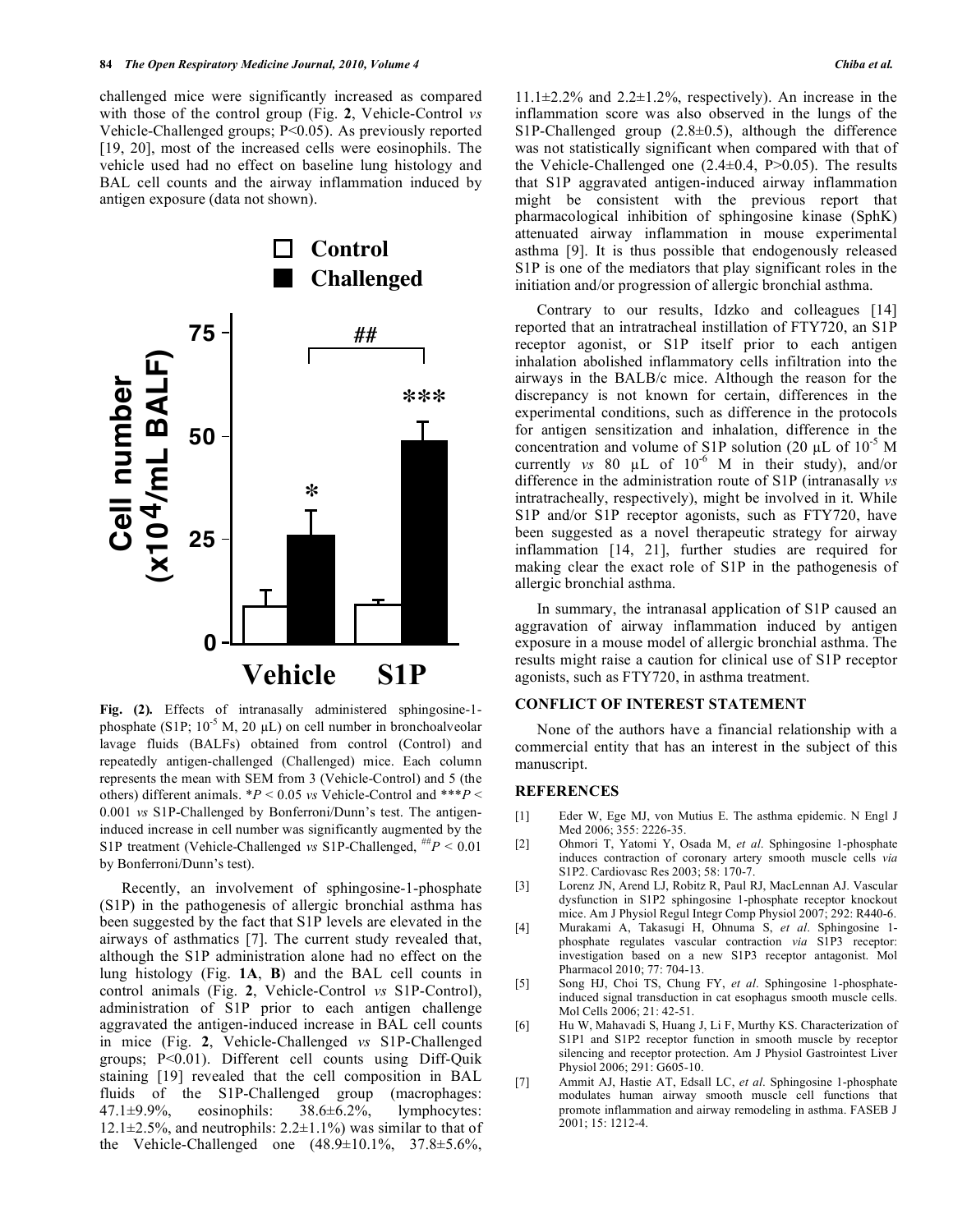challenged mice were significantly increased as compared with those of the control group (Fig. **2**, Vehicle-Control *vs* Vehicle-Challenged groups; P<0.05). As previously reported [19, 20], most of the increased cells were eosinophils. The vehicle used had no effect on baseline lung histology and BAL cell counts and the airway inflammation induced by antigen exposure (data not shown).

**Fig. (2).** Effects of intranasally administered sphingosine-1-phosphate (S1P; $10^{-5}$ M, 20 μL) on cell number in bronchoalveolar lavage fluids (BALFs) obtained from control (Control) and repeatedly antigen-challenged (Challenged) mice. Each column represents the mean with SEM from 3 (Vehicle-Control) and 5 (the others) different animals. \**P* < 0.05 *vs* Vehicle-Control and \*\*\**P* < 0.001 *vs* S1P-Challenged by Bonferroni/Dunn's test. The antigen-induced increase in cell number was significantly augmented by the S1P treatment (Vehicle-Challenged *vs* S1P-Challenged, ##*P* < 0.01 by Bonferroni/Dunn's test).

Recently, an involvement of sphingosine-1-phosphate (S1P) in the pathogenesis of allergic bronchial asthma has been suggested by the fact that S1P levels are elevated in the airways of asthmatics [7]. The current study revealed that, although the S1P administration alone had no effect on the lung histology (Fig. **1A**, **B**) and the BAL cell counts in control animals (Fig. **2**, Vehicle-Control *vs* S1P-Control), administration of S1P prior to each antigen challenge aggravated the antigen-induced increase in BAL cell counts in mice (Fig. **2**, Vehicle-Challenged *vs* S1P-Challenged groups; P<0.01). Different cell counts using Diff-Quik staining [19] revealed that the cell composition in BAL fluids of the S1P-Challenged group (macrophages: 47.1±9.9%, eosinophils: 38.6±6.2%, lymphocytes: 12.1±2.5%, and neutrophils: 2.2±1.1%) was similar to that of the Vehicle-Challenged one (48.9±10.1%, 37.8±5.6%, 11.1±2.2% and 2.2±1.2%, respectively). An increase in the inflammation score was also observed in the lungs of the S1P-Challenged group (2.8±0.5), although the difference was not statistically significant when compared with that of the Vehicle-Challenged one (2.4±0.4, P>0.05). The results that S1P aggravated antigen-induced airway inflammation might be consistent with the previous report that pharmacological inhibition of sphingosine kinase (SphK) attenuated airway inflammation in mouse experimental asthma [9]. It is thus possible that endogenously released S1P is one of the mediators that play significant roles in the initiation and/or progression of allergic bronchial asthma.

Contrary to our results, Idzko and colleagues [14] reported that an intratracheal instillation of FTY720, an S1P receptor agonist, or S1P itself prior to each antigen inhalation abolished inflammatory cells infiltration into the airways in the BALB/c mice. Although the reason for the discrepancy is not known for certain, differences in the experimental conditions, such as difference in the protocols for antigen sensitization and inhalation, difference in the concentration and volume of S1P solution (20 μL of $10^{-5}$ M currently *vs* 80 μL of $10^{-6}$ M in their study), and/or difference in the administration route of S1P (intranasally *vs* intratracheally, respectively), might be involved in it. While S1P and/or S1P receptor agonists, such as FTY720, have been suggested as a novel therapeutic strategy for airway inflammation [14, 21], further studies are required for making clear the exact role of S1P in the pathogenesis of allergic bronchial asthma.

In summary, the intranasal application of S1P caused an aggravation of airway inflammation induced by antigen exposure in a mouse model of allergic bronchial asthma. The results might raise a caution for clinical use of S1P receptor agonists, such as FTY720, in asthma treatment.

## CONFLICT OF INTEREST STATEMENT

None of the authors have a financial relationship with a commercial entity that has an interest in the subject of this manuscript.

## REFERENCES

[1] Eder W, Ege MJ, von Mutius E. The asthma epidemic. N Engl J Med 2006; 355: 2226-35.

[2] Ohmori T, Yatomi Y, Osada M, *et al*. Sphingosine 1-phosphate induces contraction of coronary artery smooth muscle cells *via* S1P2. Cardiovasc Res 2003; 58: 170-7.

[3] Lorenz JN, Arend LJ, Robitz R, Paul RJ, MacLennan AJ. Vascular dysfunction in S1P2 sphingosine 1-phosphate receptor knockout mice. Am J Physiol Regul Integr Comp Physiol 2007; 292: R440-6.

[4] Murakami A, Takasugi H, Ohnuma S, *et al*. Sphingosine 1-phosphate regulates vascular contraction *via* S1P3 receptor: investigation based on a new S1P3 receptor antagonist. Mol Pharmacol 2010; 77: 704-13.

[5] Song HJ, Choi TS, Chung FY, *et al*. Sphingosine 1-phosphate-induced signal transduction in cat esophagus smooth muscle cells. Mol Cells 2006; 21: 42-51.

[6] Hu W, Mahavadi S, Huang J, Li F, Murthy KS. Characterization of S1P1 and S1P2 receptor function in smooth muscle by receptor silencing and receptor protection. Am J Physiol Gastrointest Liver Physiol 2006; 291: G605-10.

[7] Ammit AJ, Hastie AT, Edsall LC, *et al*. Sphingosine 1-phosphate modulates human airway smooth muscle cell functions that promote inflammation and airway remodeling in asthma. FASEB J 2001; 15: 1212-4.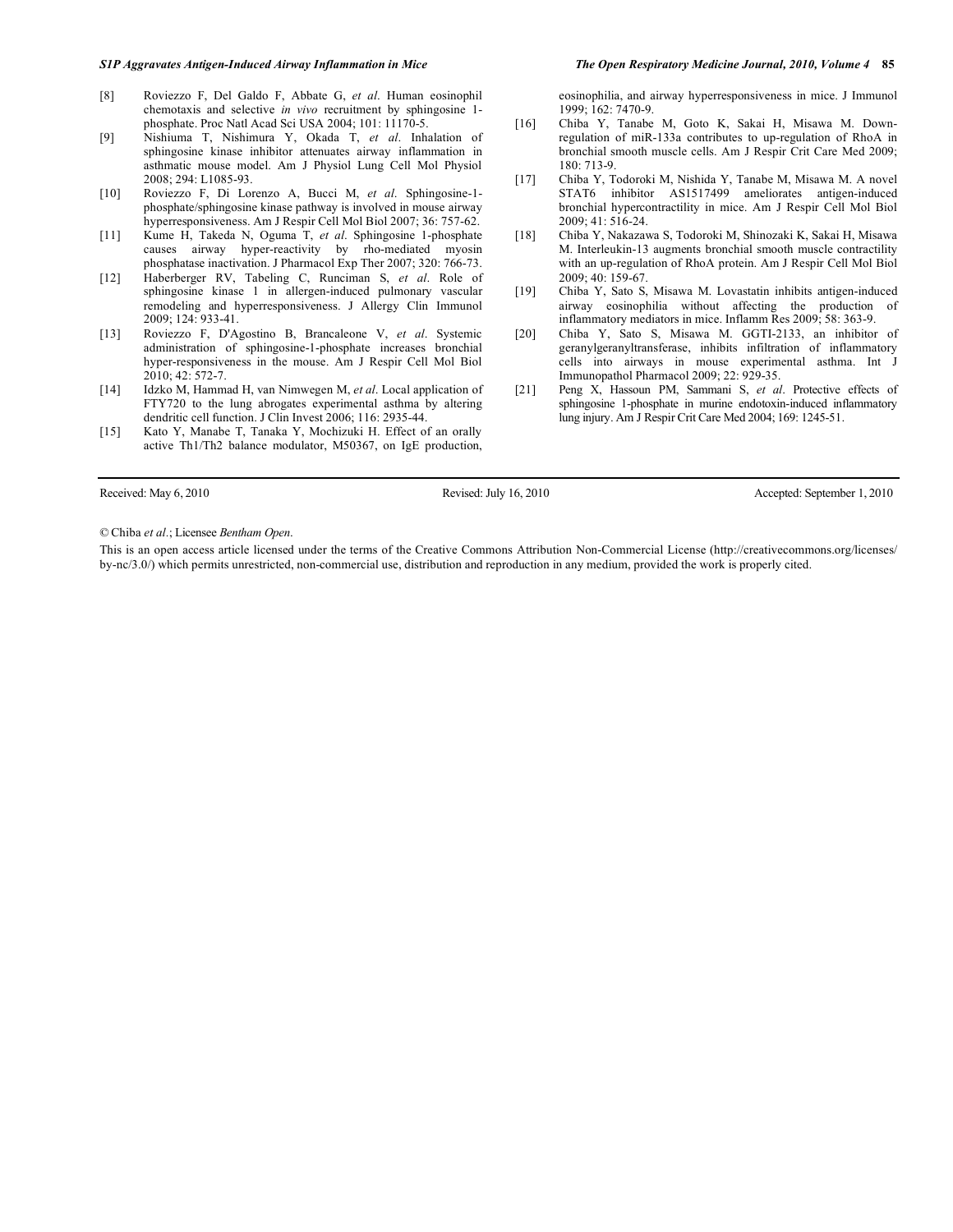[8] Roviezzo F, Del Galdo F, Abbate G, *et al*. Human eosinophil chemotaxis and selective *in vivo* recruitment by sphingosine 1-phosphate. Proc Natl Acad Sci USA 2004; 101: 11170-5.

[9] Nishiuma T, Nishimura Y, Okada T, *et al*. Inhalation of sphingosine kinase inhibitor attenuates airway inflammation in asthmatic mouse model. Am J Physiol Lung Cell Mol Physiol 2008; 294: L1085-93.

[10] Roviezzo F, Di Lorenzo A, Bucci M, *et al*. Sphingosine-1-phosphate/sphingosine kinase pathway is involved in mouse airway hyperresponsiveness. Am J Respir Cell Mol Biol 2007; 36: 757-62.

[11] Kume H, Takeda N, Oguma T, *et al*. Sphingosine 1-phosphate causes airway hyper-reactivity by rho-mediated myosin phosphatase inactivation. J Pharmacol Exp Ther 2007; 320: 766-73.

[12] Haberberger RV, Tabeling C, Runciman S, *et al*. Role of sphingosine kinase 1 in allergen-induced pulmonary vascular remodeling and hyperresponsiveness. J Allergy Clin Immunol 2009; 124: 933-41.

[13] Roviezzo F, D'Agostino B, Brancaleone V, *et al*. Systemic administration of sphingosine-1-phosphate increases bronchial hyper-responsiveness in the mouse. Am J Respir Cell Mol Biol 2010; 42: 572-7.

[14] Idzko M, Hammad H, van Nimwegen M, *et al*. Local application of FTY720 to the lung abrogates experimental asthma by altering dendritic cell function. J Clin Invest 2006; 116: 2935-44.

[15] Kato Y, Manabe T, Tanaka Y, Mochizuki H. Effect of an orally active Th1/Th2 balance modulator, M50367, on IgE production, eosinophilia, and airway hyperresponsiveness in mice. J Immunol 1999; 162: 7470-9.

[16] Chiba Y, Tanabe M, Goto K, Sakai H, Misawa M. Down-regulation of miR-133a contributes to up-regulation of RhoA in bronchial smooth muscle cells. Am J Respir Crit Care Med 2009; 180: 713-9.

[17] Chiba Y, Todoroki M, Nishida Y, Tanabe M, Misawa M. A novel STAT6 inhibitor AS1517499 ameliorates antigen-induced bronchial hypercontractility in mice. Am J Respir Cell Mol Biol 2009; 41: 516-24.

[18] Chiba Y, Nakazawa S, Todoroki M, Shinozaki K, Sakai H, Misawa M. Interleukin-13 augments bronchial smooth muscle contractility with an up-regulation of RhoA protein. Am J Respir Cell Mol Biol 2009; 40: 159-67.

[19] Chiba Y, Sato S, Misawa M. Lovastatin inhibits antigen-induced airway eosinophilia without affecting the production of inflammatory mediators in mice. Inflamm Res 2009; 58: 363-9.

[20] Chiba Y, Sato S, Misawa M. GGTI-2133, an inhibitor of geranylgeranyltransferase, inhibits infiltration of inflammatory cells into airways in mouse experimental asthma. Int J Immunopathol Pharmacol 2009; 22: 929-35.

[21] Peng X, Hassoun PM, Sammani S, *et al*. Protective effects of sphingosine 1-phosphate in murine endotoxin-induced inflammatory lung injury. Am J Respir Crit Care Med 2004; 169: 1245-51.

Received: May 6, 2010 Revised: July 16, 2010 Accepted: September 1, 2010

© Chiba *et al*.; Licensee *Bentham Open*.

This is an open access article licensed under the terms of the Creative Commons Attribution Non-Commercial License (http://creativecommons.org/licenses/by-nc/3.0/) which permits unrestricted, non-commercial use, distribution and reproduction in any medium, provided the work is properly cited.